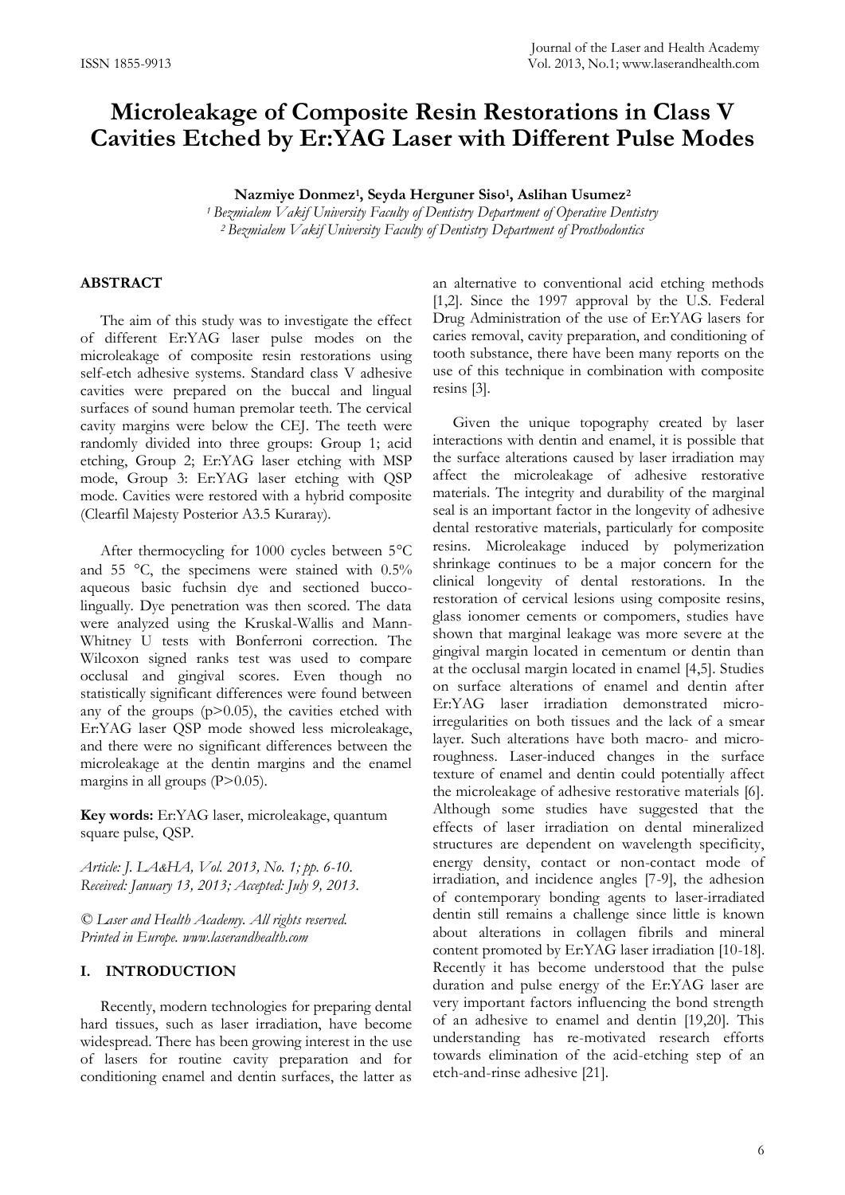# Microleakage of Composite Resin Restorations in Class V Cavities Etched by Er:YAG Laser with Different Pulse Modes

**Nazmiye Donmez[1], Seyda Herguner Siso[1], Aslihan Usumez[2]**

*[1] Bezmialem Vakif University Faculty of Dentistry Department of Operative Dentistry*
*[2] Bezmialem Vakif University Faculty of Dentistry Department of Prosthodontics*

## ABSTRACT

The aim of this study was to investigate the effect of different Er:YAG laser pulse modes on the microleakage of composite resin restorations using self-etch adhesive systems. Standard class V adhesive cavities were prepared on the buccal and lingual surfaces of sound human premolar teeth. The cervical cavity margins were below the CEJ. The teeth were randomly divided into three groups: Group 1; acid etching, Group 2; Er:YAG laser etching with MSP mode, Group 3: Er:YAG laser etching with QSP mode. Cavities were restored with a hybrid composite (Clearfil Majesty Posterior A3.5 Kuraray).

After thermocycling for 1000 cycles between 5°C and 55 °C, the specimens were stained with 0.5% aqueous basic fuchsin dye and sectioned bucco-lingually. Dye penetration was then scored. The data were analyzed using the Kruskal-Wallis and Mann-Whitney U tests with Bonferroni correction. The Wilcoxon signed ranks test was used to compare occlusal and gingival scores. Even though no statistically significant differences were found between any of the groups ($p>0.05$), the cavities etched with Er:YAG laser QSP mode showed less microleakage, and there were no significant differences between the microleakage at the dentin margins and the enamel margins in all groups ($P>0.05$).

**Key words:** Er:YAG laser, microleakage, quantum square pulse, QSP.

*Article: J. LA&HA, Vol. 2013, No. 1; pp. 6-10.*
*Received: January 13, 2013; Accepted: July 9, 2013.*

*© Laser and Health Academy. All rights reserved.*
*Printed in Europe. www.laserandhealth.com*

## I. INTRODUCTION

Recently, modern technologies for preparing dental hard tissues, such as laser irradiation, have become widespread. There has been growing interest in the use of lasers for routine cavity preparation and for conditioning enamel and dentin surfaces, the latter as an alternative to conventional acid etching methods [1,2]. Since the 1997 approval by the U.S. Federal Drug Administration of the use of Er:YAG lasers for caries removal, cavity preparation, and conditioning of tooth substance, there have been many reports on the use of this technique in combination with composite resins [3].

Given the unique topography created by laser interactions with dentin and enamel, it is possible that the surface alterations caused by laser irradiation may affect the microleakage of adhesive restorative materials. The integrity and durability of the marginal seal is an important factor in the longevity of adhesive dental restorative materials, particularly for composite resins. Microleakage induced by polymerization shrinkage continues to be a major concern for the clinical longevity of dental restorations. In the restoration of cervical lesions using composite resins, glass ionomer cements or compomers, studies have shown that marginal leakage was more severe at the gingival margin located in cementum or dentin than at the occlusal margin located in enamel [4,5]. Studies on surface alterations of enamel and dentin after Er:YAG laser irradiation demonstrated micro-irregularities on both tissues and the lack of a smear layer. Such alterations have both macro- and micro-roughness. Laser-induced changes in the surface texture of enamel and dentin could potentially affect the microleakage of adhesive restorative materials [6]. Although some studies have suggested that the effects of laser irradiation on dental mineralized structures are dependent on wavelength specificity, energy density, contact or non-contact mode of irradiation, and incidence angles [7-9], the adhesion of contemporary bonding agents to laser-irradiated dentin still remains a challenge since little is known about alterations in collagen fibrils and mineral content promoted by Er:YAG laser irradiation [10-18]. Recently it has become understood that the pulse duration and pulse energy of the Er:YAG laser are very important factors influencing the bond strength of an adhesive to enamel and dentin [19,20]. This understanding has re-motivated research efforts towards elimination of the acid-etching step of an etch-and-rinse adhesive [21].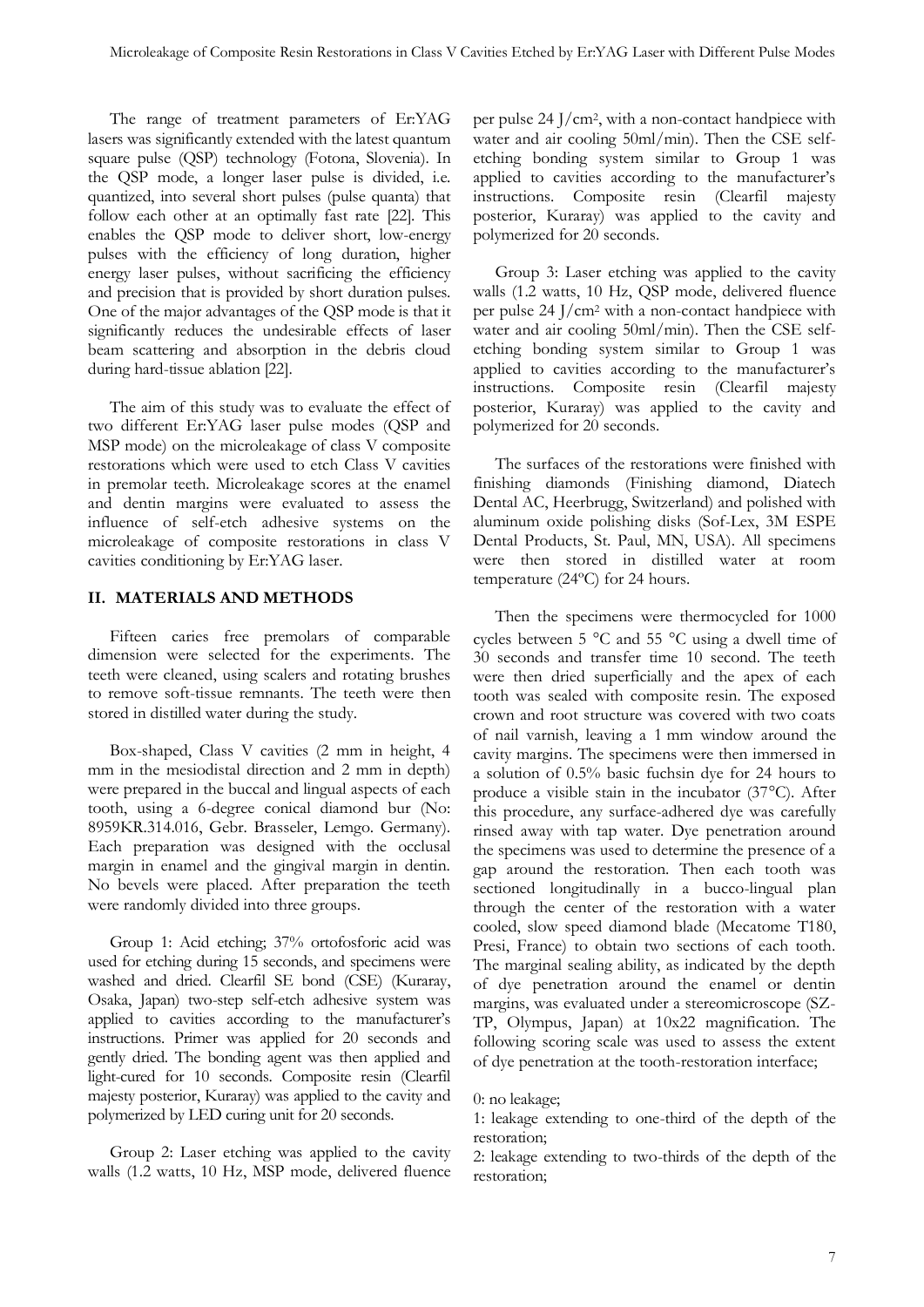The range of treatment parameters of Er:YAG lasers was significantly extended with the latest quantum square pulse (QSP) technology (Fotona, Slovenia). In the QSP mode, a longer laser pulse is divided, i.e. quantized, into several short pulses (pulse quanta) that follow each other at an optimally fast rate [22]. This enables the QSP mode to deliver short, low-energy pulses with the efficiency of long duration, higher energy laser pulses, without sacrificing the efficiency and precision that is provided by short duration pulses. One of the major advantages of the QSP mode is that it significantly reduces the undesirable effects of laser beam scattering and absorption in the debris cloud during hard-tissue ablation [22].

The aim of this study was to evaluate the effect of two different Er:YAG laser pulse modes (QSP and MSP mode) on the microleakage of class V composite restorations which were used to etch Class V cavities in premolar teeth. Microleakage scores at the enamel and dentin margins were evaluated to assess the influence of self-etch adhesive systems on the microleakage of composite restorations in class V cavities conditioning by Er:YAG laser.

## II. MATERIALS AND METHODS

Fifteen caries free premolars of comparable dimension were selected for the experiments. The teeth were cleaned, using scalers and rotating brushes to remove soft-tissue remnants. The teeth were then stored in distilled water during the study.

Box-shaped, Class V cavities (2 mm in height, 4 mm in the mesiodistal direction and 2 mm in depth) were prepared in the buccal and lingual aspects of each tooth, using a 6-degree conical diamond bur (No: 8959KR.314.016, Gebr. Brasseler, Lemgo. Germany). Each preparation was designed with the occlusal margin in enamel and the gingival margin in dentin. No bevels were placed. After preparation the teeth were randomly divided into three groups.

Group 1: Acid etching; 37% ortofosforic acid was used for etching during 15 seconds, and specimens were washed and dried. Clearfil SE bond (CSE) (Kuraray, Osaka, Japan) two-step self-etch adhesive system was applied to cavities according to the manufacturer's instructions. Primer was applied for 20 seconds and gently dried. The bonding agent was then applied and light-cured for 10 seconds. Composite resin (Clearfil majesty posterior, Kuraray) was applied to the cavity and polymerized by LED curing unit for 20 seconds.

Group 2: Laser etching was applied to the cavity walls (1.2 watts, 10 Hz, MSP mode, delivered fluence per pulse 24 J/cm$^2$, with a non-contact handpiece with water and air cooling 50ml/min). Then the CSE self-etching bonding system similar to Group 1 was applied to cavities according to the manufacturer's instructions. Composite resin (Clearfil majesty posterior, Kuraray) was applied to the cavity and polymerized for 20 seconds.

Group 3: Laser etching was applied to the cavity walls (1.2 watts, 10 Hz, QSP mode, delivered fluence per pulse 24 J/cm$^2$ with a non-contact handpiece with water and air cooling 50ml/min). Then the CSE self-etching bonding system similar to Group 1 was applied to cavities according to the manufacturer's instructions. Composite resin (Clearfil majesty posterior, Kuraray) was applied to the cavity and polymerized for 20 seconds.

The surfaces of the restorations were finished with finishing diamonds (Finishing diamond, Diatech Dental AC, Heerbrugg, Switzerland) and polished with aluminum oxide polishing disks (Sof-Lex, 3M ESPE Dental Products, St. Paul, MN, USA). All specimens were then stored in distilled water at room temperature (24ºC) for 24 hours.

Then the specimens were thermocycled for 1000 cycles between 5 °C and 55 °C using a dwell time of 30 seconds and transfer time 10 second. The teeth were then dried superficially and the apex of each tooth was sealed with composite resin. The exposed crown and root structure was covered with two coats of nail varnish, leaving a 1 mm window around the cavity margins. The specimens were then immersed in a solution of 0.5% basic fuchsin dye for 24 hours to produce a visible stain in the incubator (37°C). After this procedure, any surface-adhered dye was carefully rinsed away with tap water. Dye penetration around the specimens was used to determine the presence of a gap around the restoration. Then each tooth was sectioned longitudinally in a bucco-lingual plan through the center of the restoration with a water cooled, slow speed diamond blade (Mecatome T180, Presi, France) to obtain two sections of each tooth. The marginal sealing ability, as indicated by the depth of dye penetration around the enamel or dentin margins, was evaluated under a stereomicroscope (SZ-TP, Olympus, Japan) at 10x22 magnification. The following scoring scale was used to assess the extent of dye penetration at the tooth-restoration interface;

0: no leakage;  
1: leakage extending to one-third of the depth of the restoration;  
2: leakage extending to two-thirds of the depth of the restoration;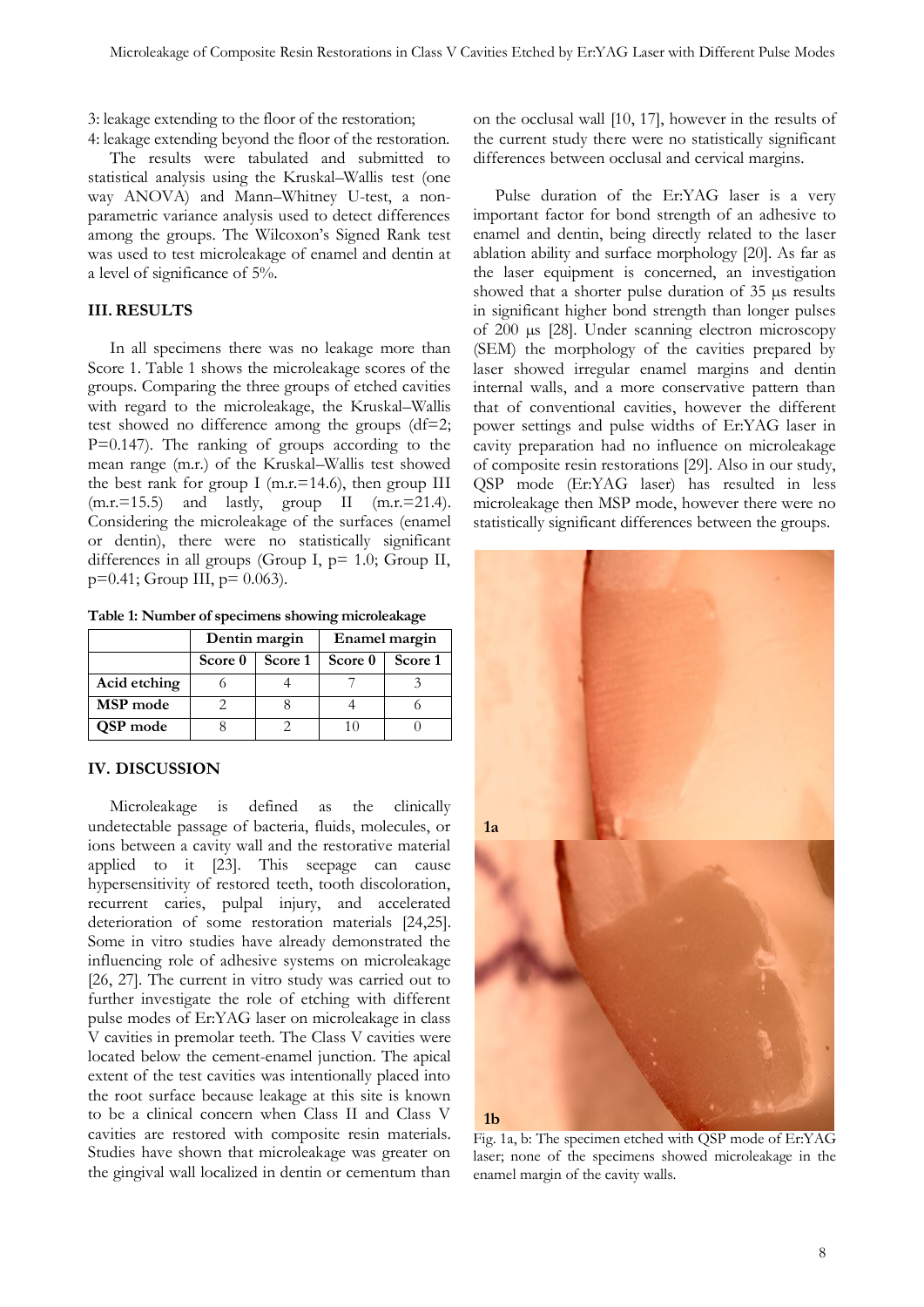3: leakage extending to the floor of the restoration;

4: leakage extending beyond the floor of the restoration.

The results were tabulated and submitted to statistical analysis using the Kruskal–Wallis test (one way ANOVA) and Mann–Whitney U-test, a non-parametric variance analysis used to detect differences among the groups. The Wilcoxon's Signed Rank test was used to test microleakage of enamel and dentin at a level of significance of 5%.

## III. RESULTS

In all specimens there was no leakage more than Score 1. Table 1 shows the microleakage scores of the groups. Comparing the three groups of etched cavities with regard to the microleakage, the Kruskal–Wallis test showed no difference among the groups (df=2; P=0.147). The ranking of groups according to the mean range (m.r.) of the Kruskal–Wallis test showed the best rank for group I (m.r.=14.6), then group III (m.r.=15.5) and lastly, group II (m.r.=21.4). Considering the microleakage of the surfaces (enamel or dentin), there were no statistically significant differences in all groups (Group I, p= 1.0; Group II, p=0.41; Group III, p= 0.063).

**Table 1: Number of specimens showing microleakage**

| | Dentin margin | | Enamel margin | |
|---|---|---|---|---|
| | Score 0 | Score 1 | Score 0 | Score 1 |
| Acid etching | 6 | 4 | 7 | 3 |
| MSP mode | 2 | 8 | 4 | 6 |
| QSP mode | 8 | 2 | 10 | 0 |

## IV. DISCUSSION

Microleakage is defined as the clinically undetectable passage of bacteria, fluids, molecules, or ions between a cavity wall and the restorative material applied to it [23]. This seepage can cause hypersensitivity of restored teeth, tooth discoloration, recurrent caries, pulpal injury, and accelerated deterioration of some restoration materials [24,25]. Some in vitro studies have already demonstrated the influencing role of adhesive systems on microleakage [26, 27]. The current in vitro study was carried out to further investigate the role of etching with different pulse modes of Er:YAG laser on microleakage in class V cavities in premolar teeth. The Class V cavities were located below the cement-enamel junction. The apical extent of the test cavities was intentionally placed into the root surface because leakage at this site is known to be a clinical concern when Class II and Class V cavities are restored with composite resin materials. Studies have shown that microleakage was greater on the gingival wall localized in dentin or cementum than on the occlusal wall [10, 17], however in the results of the current study there were no statistically significant differences between occlusal and cervical margins.

Pulse duration of the Er:YAG laser is a very important factor for bond strength of an adhesive to enamel and dentin, being directly related to the laser ablation ability and surface morphology [20]. As far as the laser equipment is concerned, an investigation showed that a shorter pulse duration of 35 μs results in significant higher bond strength than longer pulses of 200 μs [28]. Under scanning electron microscopy (SEM) the morphology of the cavities prepared by laser showed irregular enamel margins and dentin internal walls, and a more conservative pattern than that of conventional cavities, however the different power settings and pulse widths of Er:YAG laser in cavity preparation had no influence on microleakage of composite resin restorations [29]. Also in our study, QSP mode (Er:YAG laser) has resulted in less microleakage then MSP mode, however there were no statistically significant differences between the groups.

Fig. 1a, b: The specimen etched with QSP mode of Er:YAG laser; none of the specimens showed microleakage in the enamel margin of the cavity walls.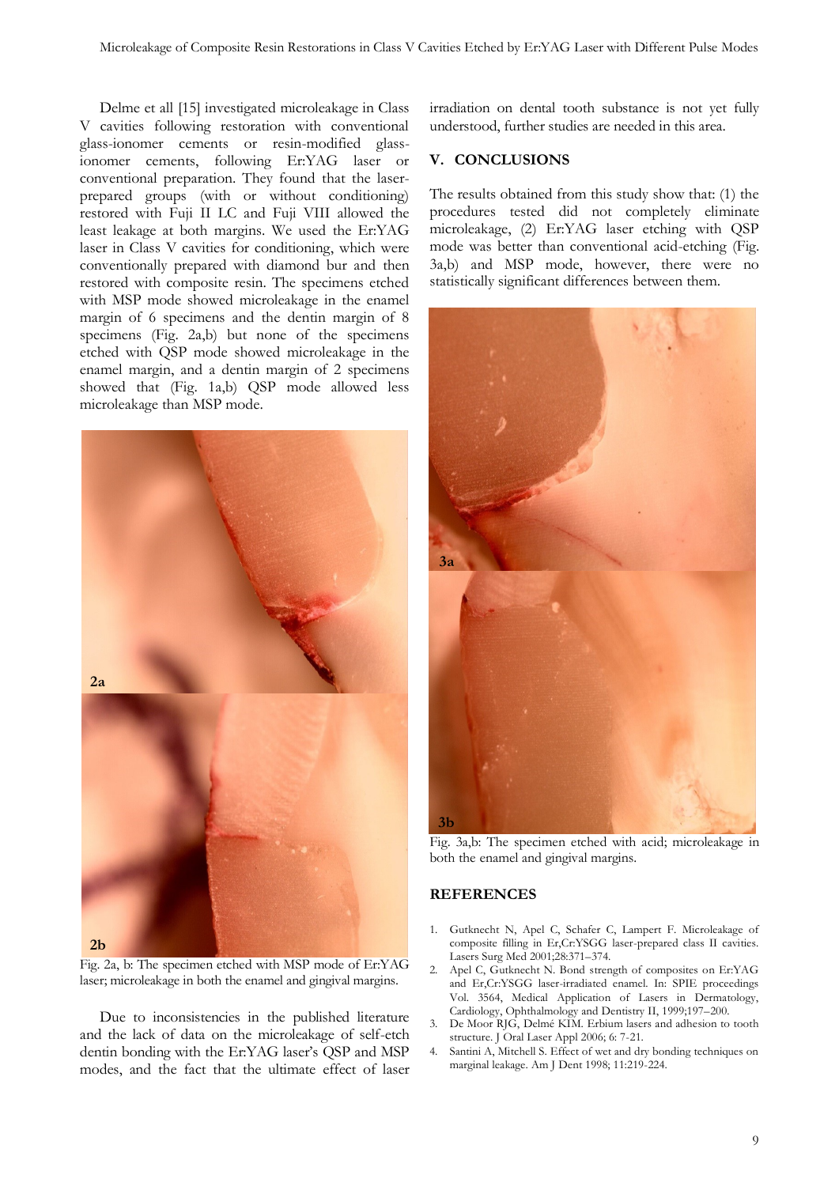Delme et all [15] investigated microleakage in Class V cavities following restoration with conventional glass-ionomer cements or resin-modified glass-ionomer cements, following Er:YAG laser or conventional preparation. They found that the laser-prepared groups (with or without conditioning) restored with Fuji II LC and Fuji VIII allowed the least leakage at both margins. We used the Er:YAG laser in Class V cavities for conditioning, which were conventionally prepared with diamond bur and then restored with composite resin. The specimens etched with MSP mode showed microleakage in the enamel margin of 6 specimens and the dentin margin of 8 specimens (Fig. 2a,b) but none of the specimens etched with QSP mode showed microleakage in the enamel margin, and a dentin margin of 2 specimens showed that (Fig. 1a,b) QSP mode allowed less microleakage than MSP mode.

Fig. 2a, b: The specimen etched with MSP mode of Er:YAG laser; microleakage in both the enamel and gingival margins.

Due to inconsistencies in the published literature and the lack of data on the microleakage of self-etch dentin bonding with the Er:YAG laser's QSP and MSP modes, and the fact that the ultimate effect of laser irradiation on dental tooth substance is not yet fully understood, further studies are needed in this area.

## V. CONCLUSIONS

The results obtained from this study show that: (1) the procedures tested did not completely eliminate microleakage, (2) Er:YAG laser etching with QSP mode was better than conventional acid-etching (Fig. 3a,b) and MSP mode, however, there were no statistically significant differences between them.

Fig. 3a,b: The specimen etched with acid; microleakage in both the enamel and gingival margins.

## REFERENCES

1. Gutknecht N, Apel C, Schafer C, Lampert F. Microleakage of composite filling in Er,Cr:YSGG laser-prepared class II cavities. Lasers Surg Med 2001;28:371–374.
2. Apel C, Gutknecht N. Bond strength of composites on Er:YAG and Er,Cr:YSGG laser-irradiated enamel. In: SPIE proceedings Vol. 3564, Medical Application of Lasers in Dermatology, Cardiology, Ophthalmology and Dentistry II, 1999;197–200.
3. De Moor RJG, Delmé KIM. Erbium lasers and adhesion to tooth structure. J Oral Laser Appl 2006; 6: 7-21.
4. Santini A, Mitchell S. Effect of wet and dry bonding techniques on marginal leakage. Am J Dent 1998; 11:219-224.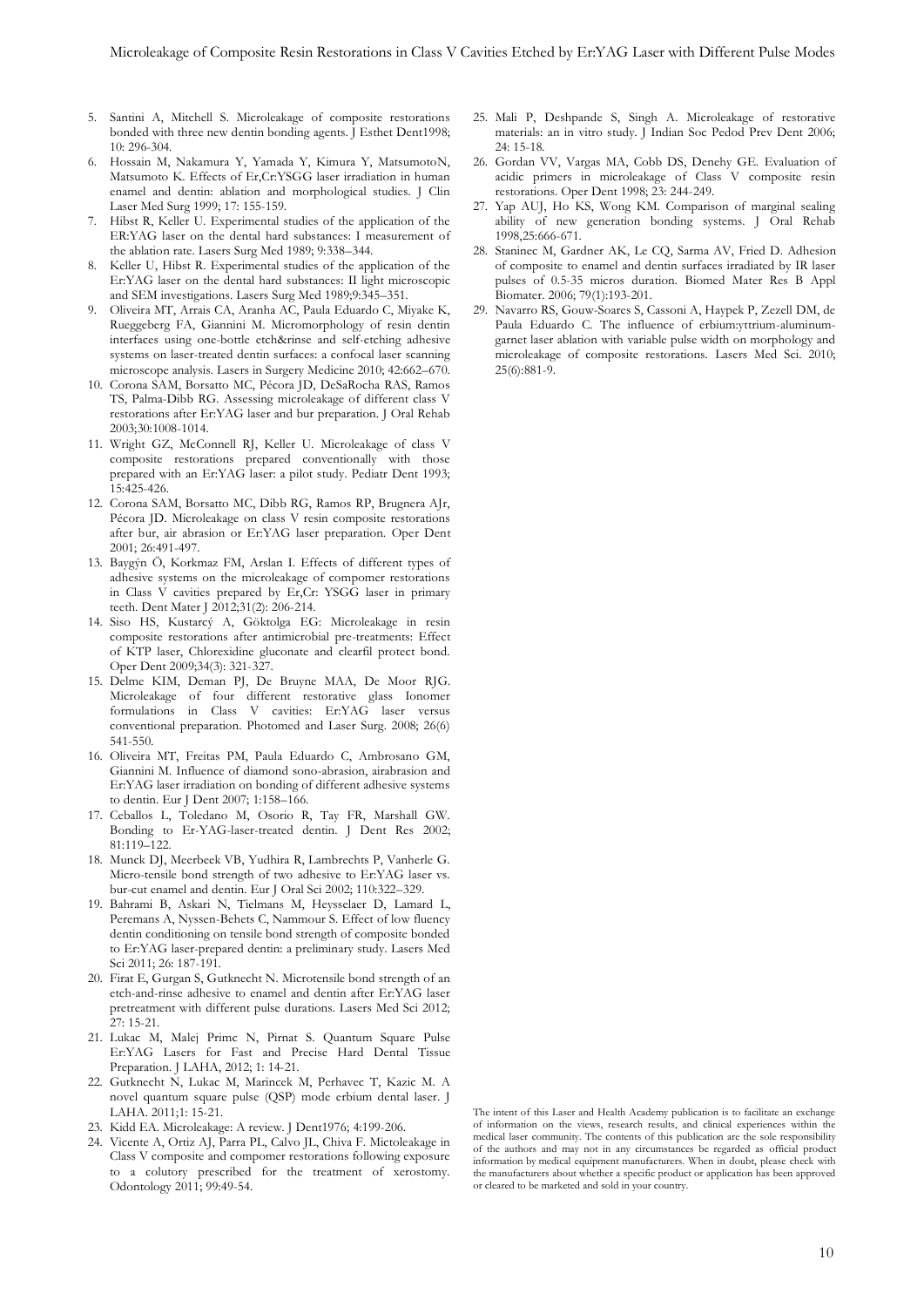5. Santini A, Mitchell S. Microleakage of composite restorations bonded with three new dentin bonding agents. J Esthet Dent1998; 10: 296-304.
6. Hossain M, Nakamura Y, Yamada Y, Kimura Y, MatsumotoN, Matsumoto K. Effects of Er,Cr:YSGG laser irradiation in human enamel and dentin: ablation and morphological studies. J Clin Laser Med Surg 1999; 17: 155-159.
7. Hibst R, Keller U. Experimental studies of the application of the ER:YAG laser on the dental hard substances: I measurement of the ablation rate. Lasers Surg Med 1989; 9:338–344.
8. Keller U, Hibst R. Experimental studies of the application of the Er:YAG laser on the dental hard substances: II light microscopic and SEM investigations. Lasers Surg Med 1989;9:345–351.
9. Oliveira MT, Arrais CA, Aranha AC, Paula Eduardo C, Miyake K, Rueggeberg FA, Giannini M. Micromorphology of resin dentin interfaces using one-bottle etch&rinse and self-etching adhesive systems on laser-treated dentin surfaces: a confocal laser scanning microscope analysis. Lasers in Surgery Medicine 2010; 42:662–670.
10. Corona SAM, Borsatto MC, Pécora JD, DeSaRocha RAS, Ramos TS, Palma-Dibb RG. Assessing microleakage of different class V restorations after Er:YAG laser and bur preparation. J Oral Rehab 2003;30:1008-1014.
11. Wright GZ, McConnell RJ, Keller U. Microleakage of class V composite restorations prepared conventionally with those prepared with an Er:YAG laser: a pilot study. Pediatr Dent 1993; 15:425-426.
12. Corona SAM, Borsatto MC, Dibb RG, Ramos RP, Brugnera AJr, Pécora JD. Microleakage on class V resin composite restorations after bur, air abrasion or Er:YAG laser preparation. Oper Dent 2001; 26:491-497.
13. Baygýn Ö, Korkmaz FM, Arslan I. Effects of different types of adhesive systems on the microleakage of compomer restorations in Class V cavities prepared by Er,Cr: YSGG laser in primary teeth. Dent Mater J 2012;31(2): 206-214.
14. Siso HS, Kustarcý A, Göktolga EG: Microleakage in resin composite restorations after antimicrobial pre-treatments: Effect of KTP laser, Chlorexidine gluconate and clearfil protect bond. Oper Dent 2009;34(3): 321-327.
15. Delme KIM, Deman PJ, De Bruyne MAA, De Moor RJG. Microleakage of four different restorative glass Ionomer formulations in Class V cavities: Er:YAG laser versus conventional preparation. Photomed and Laser Surg. 2008; 26(6) 541-550.
16. Oliveira MT, Freitas PM, Paula Eduardo C, Ambrosano GM, Giannini M. Influence of diamond sono-abrasion, airabrasion and Er:YAG laser irradiation on bonding of different adhesive systems to dentin. Eur J Dent 2007; 1:158–166.
17. Ceballos L, Toledano M, Osorio R, Tay FR, Marshall GW. Bonding to Er-YAG-laser-treated dentin. J Dent Res 2002; 81:119–122.
18. Munck DJ, Meerbeek VB, Yudhira R, Lambrechts P, Vanherle G. Micro-tensile bond strength of two adhesive to Er:YAG laser vs. bur-cut enamel and dentin. Eur J Oral Sci 2002; 110:322–329.
19. Bahrami B, Askari N, Tielmans M, Heysselaer D, Lamard L, Peremans A, Nyssen-Behets C, Nammour S. Effect of low fluency dentin conditioning on tensile bond strength of composite bonded to Er:YAG laser-prepared dentin: a preliminary study. Lasers Med Sci 2011; 26: 187-191.
20. Firat E, Gurgan S, Gutknecht N. Microtensile bond strength of an etch-and-rinse adhesive to enamel and dentin after Er:YAG laser pretreatment with different pulse durations. Lasers Med Sci 2012; 27: 15-21.
21. Lukac M, Malej Primc N, Pirnat S. Quantum Square Pulse Er:YAG Lasers for Fast and Precise Hard Dental Tissue Preparation. J LAHA, 2012; 1: 14-21.
22. Gutknecht N, Lukac M, Marincek M, Perhavec T, Kazic M. A novel quantum square pulse (QSP) mode erbium dental laser. J LAHA. 2011;1: 15-21.
23. Kidd EA. Microleakage: A review. J Dent1976; 4:199-206.
24. Vicente A, Ortiz AJ, Parra PL, Calvo JL, Chiva F. Mictoleakage in Class V composite and compomer restorations following exposure to a colutory prescribed for the treatment of xerostomy. Odontology 2011; 99:49-54.
25. Mali P, Deshpande S, Singh A. Microleakage of restorative materials: an in vitro study. J Indian Soc Pedod Prev Dent 2006; 24: 15-18.
26. Gordan VV, Vargas MA, Cobb DS, Denehy GE. Evaluation of acidic primers in microleakage of Class V composite resin restorations. Oper Dent 1998; 23: 244-249.
27. Yap AUJ, Ho KS, Wong KM. Comparison of marginal sealing ability of new generation bonding systems. J Oral Rehab 1998,25:666-671.
28. Staninec M, Gardner AK, Le CQ, Sarma AV, Fried D. Adhesion of composite to enamel and dentin surfaces irradiated by IR laser pulses of 0.5-35 micros duration. Biomed Mater Res B Appl Biomater. 2006; 79(1):193-201.
29. Navarro RS, Gouw-Soares S, Cassoni A, Haypek P, Zezell DM, de Paula Eduardo C. The influence of erbium:yttrium-aluminum-garnet laser ablation with variable pulse width on morphology and microleakage of composite restorations. Lasers Med Sci. 2010; 25(6):881-9.

The intent of this Laser and Health Academy publication is to facilitate an exchange of information on the views, research results, and clinical experiences within the medical laser community. The contents of this publication are the sole responsibility of the authors and may not in any circumstances be regarded as official product information by medical equipment manufacturers. When in doubt, please check with the manufacturers about whether a specific product or application has been approved or cleared to be marketed and sold in your country.